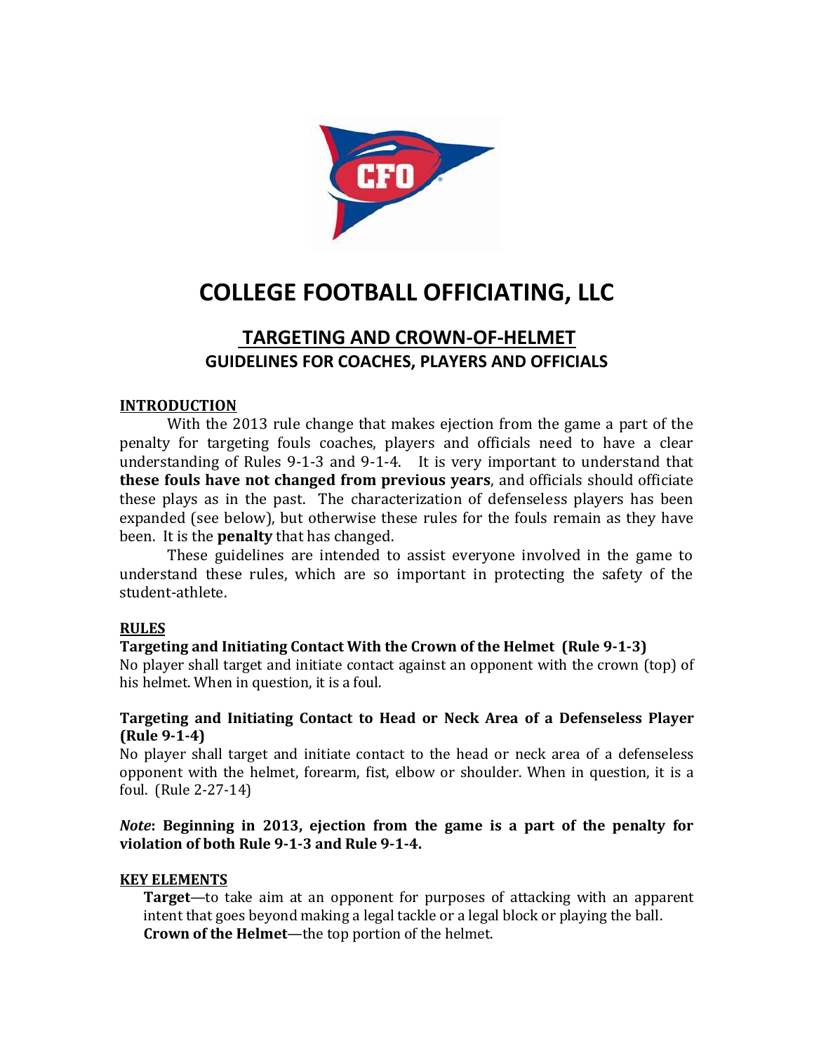# COLLEGE FOOTBALL OFFICIATING, LLC

## TARGETING AND CROWN-OF-HELMET

### GUIDELINES FOR COACHES, PLAYERS AND OFFICIALS

**INTRODUCTION**

With the 2013 rule change that makes ejection from the game a part of the penalty for targeting fouls coaches, players and officials need to have a clear understanding of Rules 9-1-3 and 9-1-4. It is very important to understand that **these fouls have not changed from previous years**, and officials should officiate these plays as in the past. The characterization of defenseless players has been expanded (see below), but otherwise these rules for the fouls remain as they have been. It is the **penalty** that has changed.

These guidelines are intended to assist everyone involved in the game to understand these rules, which are so important in protecting the safety of the student-athlete.

**RULES**

**Targeting and Initiating Contact With the Crown of the Helmet (Rule 9-1-3)**

No player shall target and initiate contact against an opponent with the crown (top) of his helmet. When in question, it is a foul.

**Targeting and Initiating Contact to Head or Neck Area of a Defenseless Player (Rule 9-1-4)**

No player shall target and initiate contact to the head or neck area of a defenseless opponent with the helmet, forearm, fist, elbow or shoulder. When in question, it is a foul. (Rule 2-27-14)

***Note*: Beginning in 2013, ejection from the game is a part of the penalty for violation of both Rule 9-1-3 and Rule 9-1-4.**

**KEY ELEMENTS**

**Target**—to take aim at an opponent for purposes of attacking with an apparent intent that goes beyond making a legal tackle or a legal block or playing the ball.

**Crown of the Helmet**—the top portion of the helmet.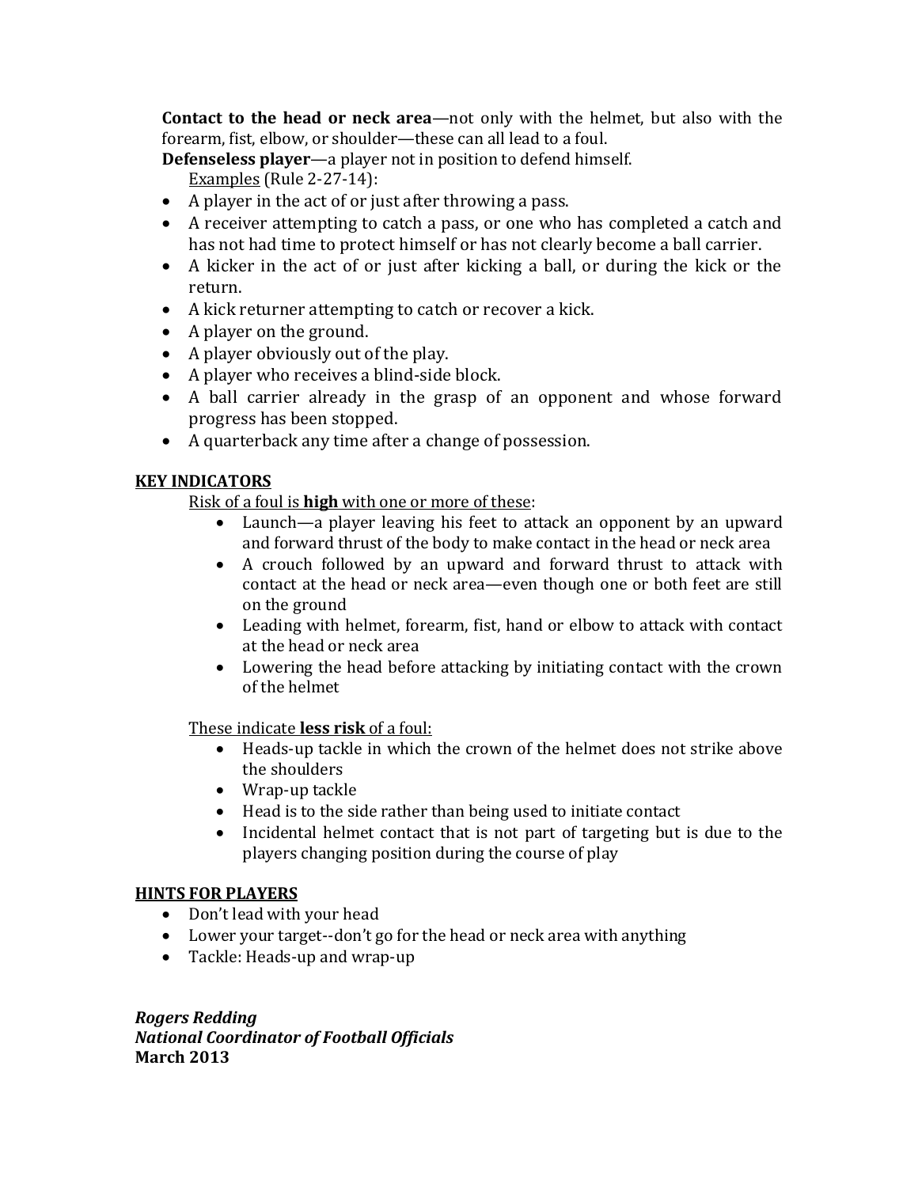**Contact to the head or neck area**—not only with the helmet, but also with the forearm, fist, elbow, or shoulder—these can all lead to a foul.

**Defenseless player**—a player not in position to defend himself.

Examples (Rule 2-27-14):

- A player in the act of or just after throwing a pass.
- A receiver attempting to catch a pass, or one who has completed a catch and has not had time to protect himself or has not clearly become a ball carrier.
- A kicker in the act of or just after kicking a ball, or during the kick or the return.
- A kick returner attempting to catch or recover a kick.
- A player on the ground.
- A player obviously out of the play.
- A player who receives a blind-side block.
- A ball carrier already in the grasp of an opponent and whose forward progress has been stopped.
- A quarterback any time after a change of possession.

## KEY INDICATORS

Risk of a foul is **high** with one or more of these:

- Launch—a player leaving his feet to attack an opponent by an upward and forward thrust of the body to make contact in the head or neck area
- A crouch followed by an upward and forward thrust to attack with contact at the head or neck area—even though one or both feet are still on the ground
- Leading with helmet, forearm, fist, hand or elbow to attack with contact at the head or neck area
- Lowering the head before attacking by initiating contact with the crown of the helmet

These indicate **less risk** of a foul:

- Heads-up tackle in which the crown of the helmet does not strike above the shoulders
- Wrap-up tackle
- Head is to the side rather than being used to initiate contact
- Incidental helmet contact that is not part of targeting but is due to the players changing position during the course of play

## HINTS FOR PLAYERS

- Don't lead with your head
- Lower your target--don't go for the head or neck area with anything
- Tackle: Heads-up and wrap-up

***Rogers Redding***
***National Coordinator of Football Officials***
**March 2013**